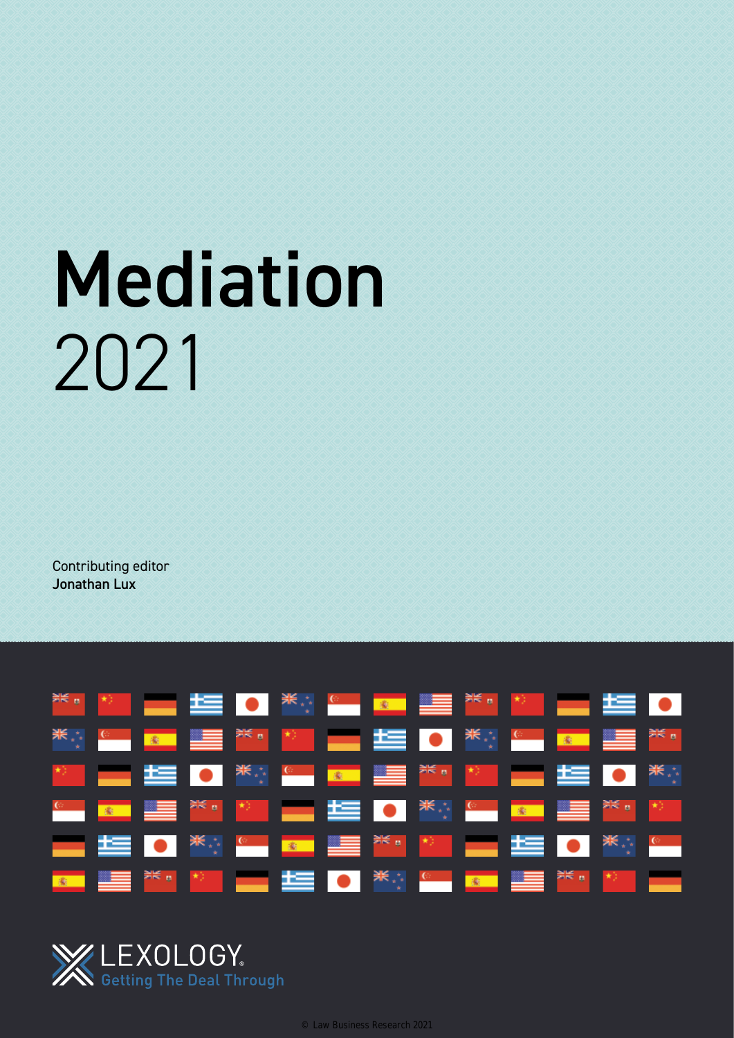# Mediation

2021

Contributing editor
**Jonathan Lux**

LEXOLOGY.
Getting The Deal Through

© Law Business Research 2021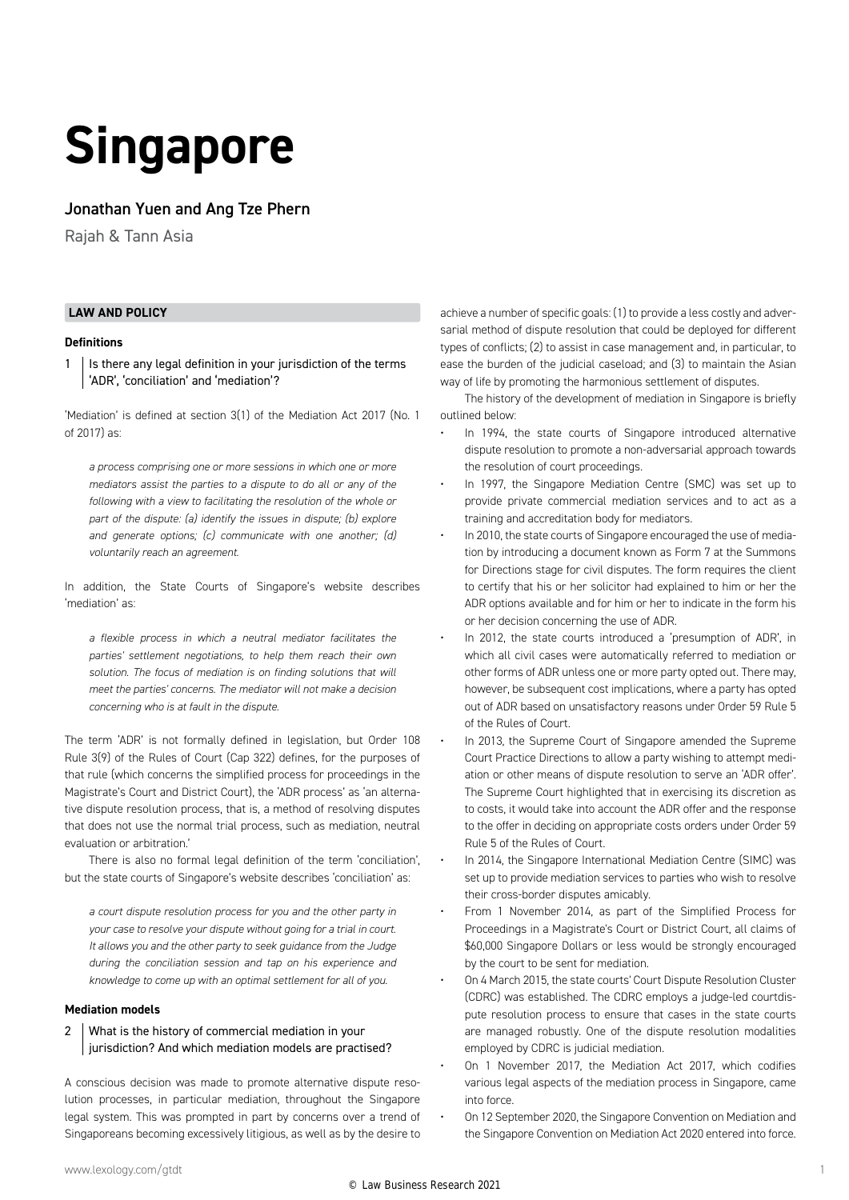# Singapore

## Jonathan Yuen and Ang Tze Phern

Rajah & Tann Asia

### LAW AND POLICY

#### Definitions

**1 Is there any legal definition in your jurisdiction of the terms 'ADR', 'conciliation' and 'mediation'?**

'Mediation' is defined at section 3(1) of the Mediation Act 2017 (No. 1 of 2017) as:

> *a process comprising one or more sessions in which one or more mediators assist the parties to a dispute to do all or any of the following with a view to facilitating the resolution of the whole or part of the dispute: (a) identify the issues in dispute; (b) explore and generate options; (c) communicate with one another; (d) voluntarily reach an agreement.*

In addition, the State Courts of Singapore's website describes 'mediation' as:

> *a flexible process in which a neutral mediator facilitates the parties' settlement negotiations, to help them reach their own solution. The focus of mediation is on finding solutions that will meet the parties' concerns. The mediator will not make a decision concerning who is at fault in the dispute.*

The term 'ADR' is not formally defined in legislation, but Order 108 Rule 3(9) of the Rules of Court (Cap 322) defines, for the purposes of that rule (which concerns the simplified process for proceedings in the Magistrate's Court and District Court), the 'ADR process' as 'an alternative dispute resolution process, that is, a method of resolving disputes that does not use the normal trial process, such as mediation, neutral evaluation or arbitration.'

There is also no formal legal definition of the term 'conciliation', but the state courts of Singapore's website describes 'conciliation' as:

> *a court dispute resolution process for you and the other party in your case to resolve your dispute without going for a trial in court. It allows you and the other party to seek guidance from the Judge during the conciliation session and tap on his experience and knowledge to come up with an optimal settlement for all of you.*

#### Mediation models

**2 What is the history of commercial mediation in your jurisdiction? And which mediation models are practised?**

A conscious decision was made to promote alternative dispute resolution processes, in particular mediation, throughout the Singapore legal system. This was prompted in part by concerns over a trend of Singaporeans becoming excessively litigious, as well as by the desire to achieve a number of specific goals: (1) to provide a less costly and adversarial method of dispute resolution that could be deployed for different types of conflicts; (2) to assist in case management and, in particular, to ease the burden of the judicial caseload; and (3) to maintain the Asian way of life by promoting the harmonious settlement of disputes.

The history of the development of mediation in Singapore is briefly outlined below:

- In 1994, the state courts of Singapore introduced alternative dispute resolution to promote a non-adversarial approach towards the resolution of court proceedings.
- In 1997, the Singapore Mediation Centre (SMC) was set up to provide private commercial mediation services and to act as a training and accreditation body for mediators.
- In 2010, the state courts of Singapore encouraged the use of mediation by introducing a document known as Form 7 at the Summons for Directions stage for civil disputes. The form requires the client to certify that his or her solicitor had explained to him or her the ADR options available and for him or her to indicate in the form his or her decision concerning the use of ADR.
- In 2012, the state courts introduced a 'presumption of ADR', in which all civil cases were automatically referred to mediation or other forms of ADR unless one or more party opted out. There may, however, be subsequent cost implications, where a party has opted out of ADR based on unsatisfactory reasons under Order 59 Rule 5 of the Rules of Court.
- In 2013, the Supreme Court of Singapore amended the Supreme Court Practice Directions to allow a party wishing to attempt mediation or other means of dispute resolution to serve an 'ADR offer'. The Supreme Court highlighted that in exercising its discretion as to costs, it would take into account the ADR offer and the response to the offer in deciding on appropriate costs orders under Order 59 Rule 5 of the Rules of Court.
- In 2014, the Singapore International Mediation Centre (SIMC) was set up to provide mediation services to parties who wish to resolve their cross-border disputes amicably.
- From 1 November 2014, as part of the Simplified Process for Proceedings in a Magistrate's Court or District Court, all claims of $60,000 Singapore Dollars or less would be strongly encouraged by the court to be sent for mediation.
- On 4 March 2015, the state courts' Court Dispute Resolution Cluster (CDRC) was established. The CDRC employs a judge-led courtdispute resolution process to ensure that cases in the state courts are managed robustly. One of the dispute resolution modalities employed by CDRC is judicial mediation.
- On 1 November 2017, the Mediation Act 2017, which codifies various legal aspects of the mediation process in Singapore, came into force.
- On 12 September 2020, the Singapore Convention on Mediation and the Singapore Convention on Mediation Act 2020 entered into force.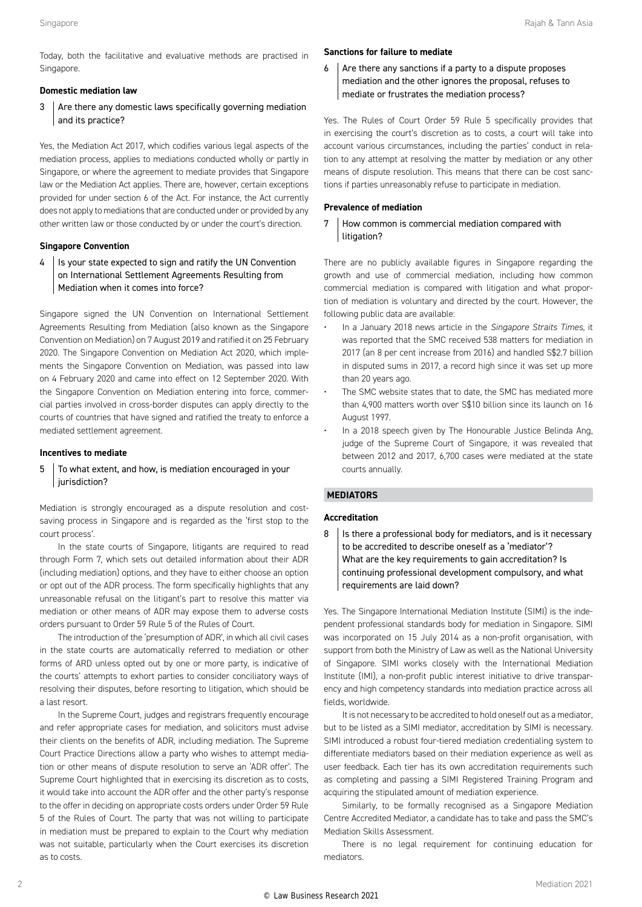Today, both the facilitative and evaluative methods are practised in Singapore.

**Domestic mediation law**

### 3 Are there any domestic laws specifically governing mediation and its practice?

Yes, the Mediation Act 2017, which codifies various legal aspects of the mediation process, applies to mediations conducted wholly or partly in Singapore, or where the agreement to mediate provides that Singapore law or the Mediation Act applies. There are, however, certain exceptions provided for under section 6 of the Act. For instance, the Act currently does not apply to mediations that are conducted under or provided by any other written law or those conducted by or under the court's direction.

**Singapore Convention**

### 4 Is your state expected to sign and ratify the UN Convention on International Settlement Agreements Resulting from Mediation when it comes into force?

Singapore signed the UN Convention on International Settlement Agreements Resulting from Mediation (also known as the Singapore Convention on Mediation) on 7 August 2019 and ratified it on 25 February 2020. The Singapore Convention on Mediation Act 2020, which implements the Singapore Convention on Mediation, was passed into law on 4 February 2020 and came into effect on 12 September 2020. With the Singapore Convention on Mediation entering into force, commercial parties involved in cross-border disputes can apply directly to the courts of countries that have signed and ratified the treaty to enforce a mediated settlement agreement.

**Incentives to mediate**

### 5 To what extent, and how, is mediation encouraged in your jurisdiction?

Mediation is strongly encouraged as a dispute resolution and cost-saving process in Singapore and is regarded as the 'first stop to the court process'.

In the state courts of Singapore, litigants are required to read through Form 7, which sets out detailed information about their ADR (including mediation) options, and they have to either choose an option or opt out of the ADR process. The form specifically highlights that any unreasonable refusal on the litigant's part to resolve this matter via mediation or other means of ADR may expose them to adverse costs orders pursuant to Order 59 Rule 5 of the Rules of Court.

The introduction of the 'presumption of ADR', in which all civil cases in the state courts are automatically referred to mediation or other forms of ARD unless opted out by one or more party, is indicative of the courts' attempts to exhort parties to consider conciliatory ways of resolving their disputes, before resorting to litigation, which should be a last resort.

In the Supreme Court, judges and registrars frequently encourage and refer appropriate cases for mediation, and solicitors must advise their clients on the benefits of ADR, including mediation. The Supreme Court Practice Directions allow a party who wishes to attempt mediation or other means of dispute resolution to serve an 'ADR offer'. The Supreme Court highlighted that in exercising its discretion as to costs, it would take into account the ADR offer and the other party's response to the offer in deciding on appropriate costs orders under Order 59 Rule 5 of the Rules of Court. The party that was not willing to participate in mediation must be prepared to explain to the Court why mediation was not suitable, particularly when the Court exercises its discretion as to costs.

**Sanctions for failure to mediate**

### 6 Are there any sanctions if a party to a dispute proposes mediation and the other ignores the proposal, refuses to mediate or frustrates the mediation process?

Yes. The Rules of Court Order 59 Rule 5 specifically provides that in exercising the court's discretion as to costs, a court will take into account various circumstances, including the parties' conduct in relation to any attempt at resolving the matter by mediation or any other means of dispute resolution. This means that there can be cost sanctions if parties unreasonably refuse to participate in mediation.

**Prevalence of mediation**

### 7 How common is commercial mediation compared with litigation?

There are no publicly available figures in Singapore regarding the growth and use of commercial mediation, including how common commercial mediation is compared with litigation and what proportion of mediation is voluntary and directed by the court. However, the following public data are available:

- In a January 2018 news article in the *Singapore Straits Times*, it was reported that the SMC received 538 matters for mediation in 2017 (an 8 per cent increase from 2016) and handled S$2.7 billion in disputed sums in 2017, a record high since it was set up more than 20 years ago.
- The SMC website states that to date, the SMC has mediated more than 4,900 matters worth over S$10 billion since its launch on 16 August 1997.
- In a 2018 speech given by The Honourable Justice Belinda Ang, judge of the Supreme Court of Singapore, it was revealed that between 2012 and 2017, 6,700 cases were mediated at the state courts annually.

## MEDIATORS

**Accreditation**

### 8 Is there a professional body for mediators, and is it necessary to be accredited to describe oneself as a 'mediator'? What are the key requirements to gain accreditation? Is continuing professional development compulsory, and what requirements are laid down?

Yes. The Singapore International Mediation Institute (SIMI) is the independent professional standards body for mediation in Singapore. SIMI was incorporated on 15 July 2014 as a non-profit organisation, with support from both the Ministry of Law as well as the National University of Singapore. SIMI works closely with the International Mediation Institute (IMI), a non-profit public interest initiative to drive transparency and high competency standards into mediation practice across all fields, worldwide.

It is not necessary to be accredited to hold oneself out as a mediator, but to be listed as a SIMI mediator, accreditation by SIMI is necessary. SIMI introduced a robust four-tiered mediation credentialing system to differentiate mediators based on their mediation experience as well as user feedback. Each tier has its own accreditation requirements such as completing and passing a SIMI Registered Training Program and acquiring the stipulated amount of mediation experience.

Similarly, to be formally recognised as a Singapore Mediation Centre Accredited Mediator, a candidate has to take and pass the SMC's Mediation Skills Assessment.

There is no legal requirement for continuing education for mediators.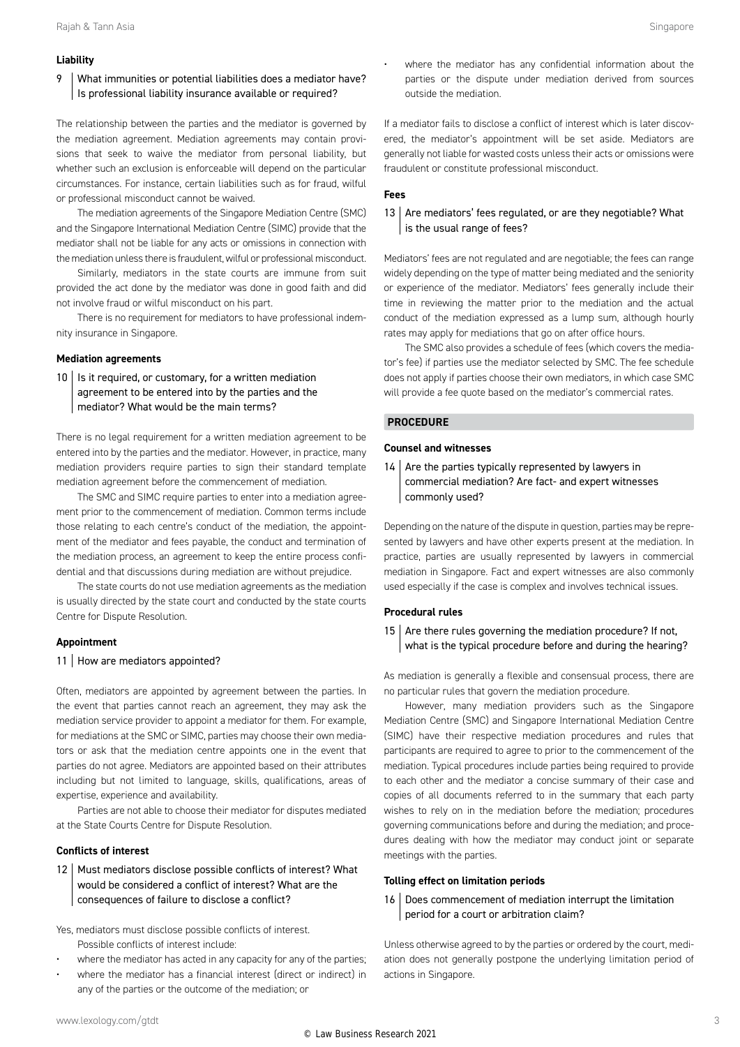#### Liability

**9 What immunities or potential liabilities does a mediator have? Is professional liability insurance available or required?**

The relationship between the parties and the mediator is governed by the mediation agreement. Mediation agreements may contain provisions that seek to waive the mediator from personal liability, but whether such an exclusion is enforceable will depend on the particular circumstances. For instance, certain liabilities such as for fraud, wilful or professional misconduct cannot be waived.

The mediation agreements of the Singapore Mediation Centre (SMC) and the Singapore International Mediation Centre (SIMC) provide that the mediator shall not be liable for any acts or omissions in connection with the mediation unless there is fraudulent, wilful or professional misconduct.

Similarly, mediators in the state courts are immune from suit provided the act done by the mediator was done in good faith and did not involve fraud or wilful misconduct on his part.

There is no requirement for mediators to have professional indemnity insurance in Singapore.

#### Mediation agreements

**10 Is it required, or customary, for a written mediation agreement to be entered into by the parties and the mediator? What would be the main terms?**

There is no legal requirement for a written mediation agreement to be entered into by the parties and the mediator. However, in practice, many mediation providers require parties to sign their standard template mediation agreement before the commencement of mediation.

The SMC and SIMC require parties to enter into a mediation agreement prior to the commencement of mediation. Common terms include those relating to each centre's conduct of the mediation, the appointment of the mediator and fees payable, the conduct and termination of the mediation process, an agreement to keep the entire process confidential and that discussions during mediation are without prejudice.

The state courts do not use mediation agreements as the mediation is usually directed by the state court and conducted by the state courts Centre for Dispute Resolution.

#### Appointment

**11 How are mediators appointed?**

Often, mediators are appointed by agreement between the parties. In the event that parties cannot reach an agreement, they may ask the mediation service provider to appoint a mediator for them. For example, for mediations at the SMC or SIMC, parties may choose their own mediators or ask that the mediation centre appoints one in the event that parties do not agree. Mediators are appointed based on their attributes including but not limited to language, skills, qualifications, areas of expertise, experience and availability.

Parties are not able to choose their mediator for disputes mediated at the State Courts Centre for Dispute Resolution.

#### Conflicts of interest

**12 Must mediators disclose possible conflicts of interest? What would be considered a conflict of interest? What are the consequences of failure to disclose a conflict?**

Yes, mediators must disclose possible conflicts of interest.

Possible conflicts of interest include:

- where the mediator has acted in any capacity for any of the parties;
- where the mediator has a financial interest (direct or indirect) in any of the parties or the outcome of the mediation; or
- where the mediator has any confidential information about the parties or the dispute under mediation derived from sources outside the mediation.

If a mediator fails to disclose a conflict of interest which is later discovered, the mediator's appointment will be set aside. Mediators are generally not liable for wasted costs unless their acts or omissions were fraudulent or constitute professional misconduct.

#### Fees

**13 Are mediators' fees regulated, or are they negotiable? What is the usual range of fees?**

Mediators' fees are not regulated and are negotiable; the fees can range widely depending on the type of matter being mediated and the seniority or experience of the mediator. Mediators' fees generally include their time in reviewing the matter prior to the mediation and the actual conduct of the mediation expressed as a lump sum, although hourly rates may apply for mediations that go on after office hours.

The SMC also provides a schedule of fees (which covers the mediator's fee) if parties use the mediator selected by SMC. The fee schedule does not apply if parties choose their own mediators, in which case SMC will provide a fee quote based on the mediator's commercial rates.

### PROCEDURE

#### Counsel and witnesses

**14 Are the parties typically represented by lawyers in commercial mediation? Are fact- and expert witnesses commonly used?**

Depending on the nature of the dispute in question, parties may be represented by lawyers and have other experts present at the mediation. In practice, parties are usually represented by lawyers in commercial mediation in Singapore. Fact and expert witnesses are also commonly used especially if the case is complex and involves technical issues.

#### Procedural rules

**15 Are there rules governing the mediation procedure? If not, what is the typical procedure before and during the hearing?**

As mediation is generally a flexible and consensual process, there are no particular rules that govern the mediation procedure.

However, many mediation providers such as the Singapore Mediation Centre (SMC) and Singapore International Mediation Centre (SIMC) have their respective mediation procedures and rules that participants are required to agree to prior to the commencement of the mediation. Typical procedures include parties being required to provide to each other and the mediator a concise summary of their case and copies of all documents referred to in the summary that each party wishes to rely on in the mediation before the mediation; procedures governing communications before and during the mediation; and procedures dealing with how the mediator may conduct joint or separate meetings with the parties.

#### Tolling effect on limitation periods

**16 Does commencement of mediation interrupt the limitation period for a court or arbitration claim?**

Unless otherwise agreed to by the parties or ordered by the court, mediation does not generally postpone the underlying limitation period of actions in Singapore.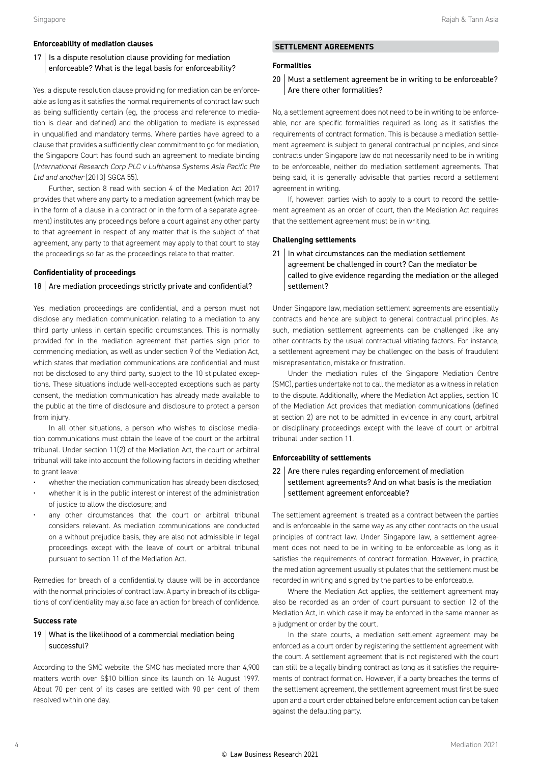### Enforceability of mediation clauses

**17 | Is a dispute resolution clause providing for mediation enforceable? What is the legal basis for enforceability?**

Yes, a dispute resolution clause providing for mediation can be enforceable as long as it satisfies the normal requirements of contract law such as being sufficiently certain (eg, the process and reference to mediation is clear and defined) and the obligation to mediate is expressed in unqualified and mandatory terms. Where parties have agreed to a clause that provides a sufficiently clear commitment to go for mediation, the Singapore Court has found such an agreement to mediate binding (*International Research Corp PLC v Lufthansa Systems Asia Pacific Pte Ltd and another* [2013] SGCA 55).

Further, section 8 read with section 4 of the Mediation Act 2017 provides that where any party to a mediation agreement (which may be in the form of a clause in a contract or in the form of a separate agreement) institutes any proceedings before a court against any other party to that agreement in respect of any matter that is the subject of that agreement, any party to that agreement may apply to that court to stay the proceedings so far as the proceedings relate to that matter.

### Confidentiality of proceedings

**18 | Are mediation proceedings strictly private and confidential?**

Yes, mediation proceedings are confidential, and a person must not disclose any mediation communication relating to a mediation to any third party unless in certain specific circumstances. This is normally provided for in the mediation agreement that parties sign prior to commencing mediation, as well as under section 9 of the Mediation Act, which states that mediation communications are confidential and must not be disclosed to any third party, subject to the 10 stipulated exceptions. These situations include well-accepted exceptions such as party consent, the mediation communication has already made available to the public at the time of disclosure and disclosure to protect a person from injury.

In all other situations, a person who wishes to disclose mediation communications must obtain the leave of the court or the arbitral tribunal. Under section 11(2) of the Mediation Act, the court or arbitral tribunal will take into account the following factors in deciding whether to grant leave:

- whether the mediation communication has already been disclosed;
- whether it is in the public interest or interest of the administration of justice to allow the disclosure; and
- any other circumstances that the court or arbitral tribunal considers relevant. As mediation communications are conducted on a without prejudice basis, they are also not admissible in legal proceedings except with the leave of court or arbitral tribunal pursuant to section 11 of the Mediation Act.

Remedies for breach of a confidentiality clause will be in accordance with the normal principles of contract law. A party in breach of its obligations of confidentiality may also face an action for breach of confidence.

### Success rate

**19 | What is the likelihood of a commercial mediation being successful?**

According to the SMC website, the SMC has mediated more than 4,900 matters worth over S$10 billion since its launch on 16 August 1997. About 70 per cent of its cases are settled with 90 per cent of them resolved within one day.

## SETTLEMENT AGREEMENTS

### Formalities

**20 | Must a settlement agreement be in writing to be enforceable? Are there other formalities?**

No, a settlement agreement does not need to be in writing to be enforceable, nor are specific formalities required as long as it satisfies the requirements of contract formation. This is because a mediation settlement agreement is subject to general contractual principles, and since contracts under Singapore law do not necessarily need to be in writing to be enforceable, neither do mediation settlement agreements. That being said, it is generally advisable that parties record a settlement agreement in writing.

If, however, parties wish to apply to a court to record the settlement agreement as an order of court, then the Mediation Act requires that the settlement agreement must be in writing.

### Challenging settlements

**21 | In what circumstances can the mediation settlement agreement be challenged in court? Can the mediator be called to give evidence regarding the mediation or the alleged settlement?**

Under Singapore law, mediation settlement agreements are essentially contracts and hence are subject to general contractual principles. As such, mediation settlement agreements can be challenged like any other contracts by the usual contractual vitiating factors. For instance, a settlement agreement may be challenged on the basis of fraudulent misrepresentation, mistake or frustration.

Under the mediation rules of the Singapore Mediation Centre (SMC), parties undertake not to call the mediator as a witness in relation to the dispute. Additionally, where the Mediation Act applies, section 10 of the Mediation Act provides that mediation communications (defined at section 2) are not to be admitted in evidence in any court, arbitral or disciplinary proceedings except with the leave of court or arbitral tribunal under section 11.

### Enforceability of settlements

**22 | Are there rules regarding enforcement of mediation settlement agreements? And on what basis is the mediation settlement agreement enforceable?**

The settlement agreement is treated as a contract between the parties and is enforceable in the same way as any other contracts on the usual principles of contract law. Under Singapore law, a settlement agreement does not need to be in writing to be enforceable as long as it satisfies the requirements of contract formation. However, in practice, the mediation agreement usually stipulates that the settlement must be recorded in writing and signed by the parties to be enforceable.

Where the Mediation Act applies, the settlement agreement may also be recorded as an order of court pursuant to section 12 of the Mediation Act, in which case it may be enforced in the same manner as a judgment or order by the court.

In the state courts, a mediation settlement agreement may be enforced as a court order by registering the settlement agreement with the court. A settlement agreement that is not registered with the court can still be a legally binding contract as long as it satisfies the requirements of contract formation. However, if a party breaches the terms of the settlement agreement, the settlement agreement must first be sued upon and a court order obtained before enforcement action can be taken against the defaulting party.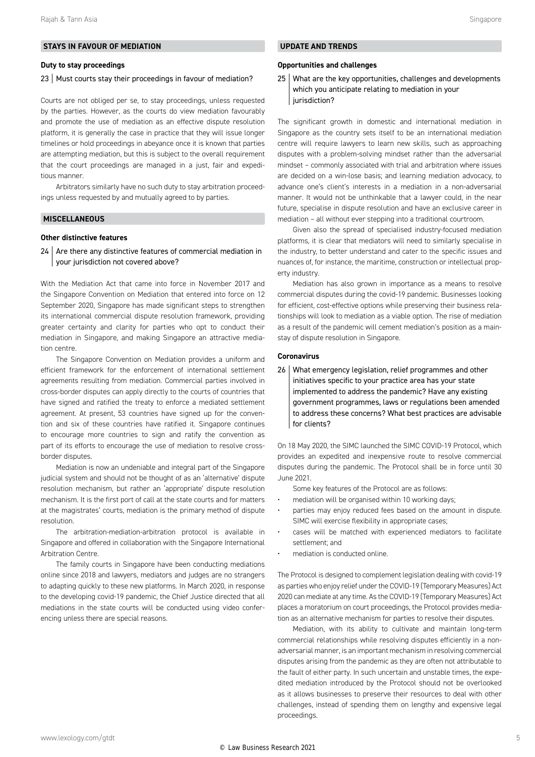## STAYS IN FAVOUR OF MEDIATION

### Duty to stay proceedings

**23 | Must courts stay their proceedings in favour of mediation?**

Courts are not obliged per se, to stay proceedings, unless requested by the parties. However, as the courts do view mediation favourably and promote the use of mediation as an effective dispute resolution platform, it is generally the case in practice that they will issue longer timelines or hold proceedings in abeyance once it is known that parties are attempting mediation, but this is subject to the overall requirement that the court proceedings are managed in a just, fair and expeditious manner.

Arbitrators similarly have no such duty to stay arbitration proceedings unless requested by and mutually agreed to by parties.

## MISCELLANEOUS

### Other distinctive features

**24 | Are there any distinctive features of commercial mediation in your jurisdiction not covered above?**

With the Mediation Act that came into force in November 2017 and the Singapore Convention on Mediation that entered into force on 12 September 2020, Singapore has made significant steps to strengthen its international commercial dispute resolution framework, providing greater certainty and clarity for parties who opt to conduct their mediation in Singapore, and making Singapore an attractive mediation centre.

The Singapore Convention on Mediation provides a uniform and efficient framework for the enforcement of international settlement agreements resulting from mediation. Commercial parties involved in cross-border disputes can apply directly to the courts of countries that have signed and ratified the treaty to enforce a mediated settlement agreement. At present, 53 countries have signed up for the convention and six of these countries have ratified it. Singapore continues to encourage more countries to sign and ratify the convention as part of its efforts to encourage the use of mediation to resolve cross-border disputes.

Mediation is now an undeniable and integral part of the Singapore judicial system and should not be thought of as an 'alternative' dispute resolution mechanism, but rather an 'appropriate' dispute resolution mechanism. It is the first port of call at the state courts and for matters at the magistrates' courts, mediation is the primary method of dispute resolution.

The arbitration-mediation-arbitration protocol is available in Singapore and offered in collaboration with the Singapore International Arbitration Centre.

The family courts in Singapore have been conducting mediations online since 2018 and lawyers, mediators and judges are no strangers to adapting quickly to these new platforms. In March 2020, in response to the developing covid-19 pandemic, the Chief Justice directed that all mediations in the state courts will be conducted using video conferencing unless there are special reasons.

## UPDATE AND TRENDS

### Opportunities and challenges

**25 | What are the key opportunities, challenges and developments which you anticipate relating to mediation in your jurisdiction?**

The significant growth in domestic and international mediation in Singapore as the country sets itself to be an international mediation centre will require lawyers to learn new skills, such as approaching disputes with a problem-solving mindset rather than the adversarial mindset – commonly associated with trial and arbitration where issues are decided on a win-lose basis; and learning mediation advocacy, to advance one's client's interests in a mediation in a non-adversarial manner. It would not be unthinkable that a lawyer could, in the near future, specialise in dispute resolution and have an exclusive career in mediation – all without ever stepping into a traditional courtroom.

Given also the spread of specialised industry-focused mediation platforms, it is clear that mediators will need to similarly specialise in the industry, to better understand and cater to the specific issues and nuances of, for instance, the maritime, construction or intellectual property industry.

Mediation has also grown in importance as a means to resolve commercial disputes during the covid-19 pandemic. Businesses looking for efficient, cost-effective options while preserving their business relationships will look to mediation as a viable option. The rise of mediation as a result of the pandemic will cement mediation's position as a mainstay of dispute resolution in Singapore.

### Coronavirus

**26 | What emergency legislation, relief programmes and other initiatives specific to your practice area has your state implemented to address the pandemic? Have any existing government programmes, laws or regulations been amended to address these concerns? What best practices are advisable for clients?**

On 18 May 2020, the SIMC launched the SIMC COVID-19 Protocol, which provides an expedited and inexpensive route to resolve commercial disputes during the pandemic. The Protocol shall be in force until 30 June 2021.

Some key features of the Protocol are as follows:

- mediation will be organised within 10 working days;
- parties may enjoy reduced fees based on the amount in dispute. SIMC will exercise flexibility in appropriate cases;
- cases will be matched with experienced mediators to facilitate settlement; and
- mediation is conducted online.

The Protocol is designed to complement legislation dealing with covid-19 as parties who enjoy relief under the COVID-19 (Temporary Measures) Act 2020 can mediate at any time. As the COVID-19 (Temporary Measures) Act places a moratorium on court proceedings, the Protocol provides mediation as an alternative mechanism for parties to resolve their disputes.

Mediation, with its ability to cultivate and maintain long-term commercial relationships while resolving disputes efficiently in a non-adversarial manner, is an important mechanism in resolving commercial disputes arising from the pandemic as they are often not attributable to the fault of either party. In such uncertain and unstable times, the expedited mediation introduced by the Protocol should not be overlooked as it allows businesses to preserve their resources to deal with other challenges, instead of spending them on lengthy and expensive legal proceedings.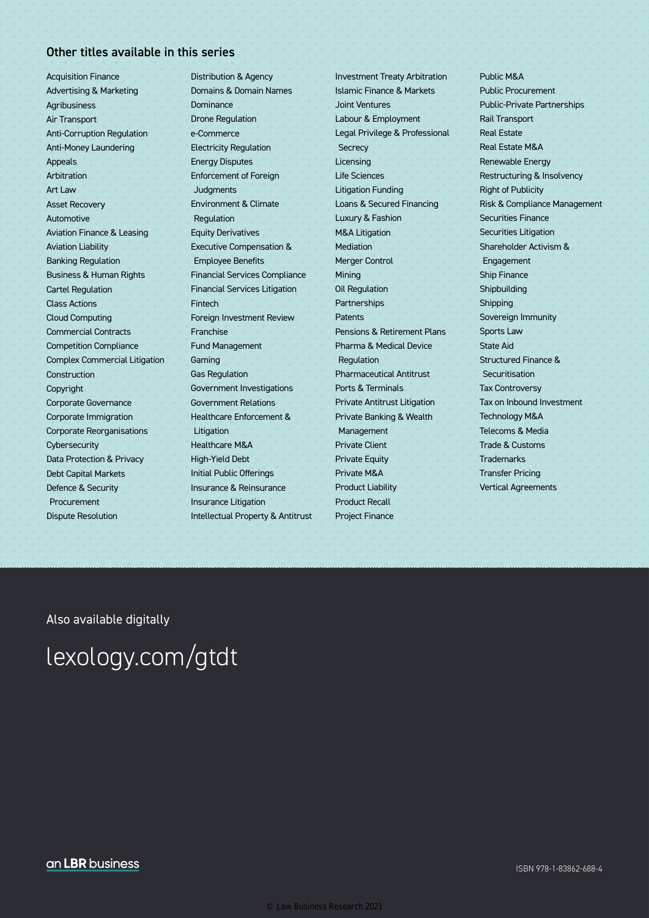## Other titles available in this series

- Acquisition Finance
- Advertising & Marketing
- Agribusiness
- Air Transport
- Anti-Corruption Regulation
- Anti-Money Laundering
- Appeals
- Arbitration
- Art Law
- Asset Recovery
- Automotive
- Aviation Finance & Leasing
- Aviation Liability
- Banking Regulation
- Business & Human Rights
- Cartel Regulation
- Class Actions
- Cloud Computing
- Commercial Contracts
- Competition Compliance
- Complex Commercial Litigation
- Construction
- Copyright
- Corporate Governance
- Corporate Immigration
- Corporate Reorganisations
- Cybersecurity
- Data Protection & Privacy
- Debt Capital Markets
- Defence & Security Procurement
- Dispute Resolution
- Distribution & Agency
- Domains & Domain Names
- Dominance
- Drone Regulation
- e-Commerce
- Electricity Regulation
- Energy Disputes
- Enforcement of Foreign Judgments
- Environment & Climate Regulation
- Equity Derivatives
- Executive Compensation & Employee Benefits
- Financial Services Compliance
- Financial Services Litigation
- Fintech
- Foreign Investment Review
- Franchise
- Fund Management
- Gaming
- Gas Regulation
- Government Investigations
- Government Relations
- Healthcare Enforcement & Litigation
- Healthcare M&A
- High-Yield Debt
- Initial Public Offerings
- Insurance & Reinsurance
- Insurance Litigation
- Intellectual Property & Antitrust
- Investment Treaty Arbitration
- Islamic Finance & Markets
- Joint Ventures
- Labour & Employment
- Legal Privilege & Professional Secrecy
- Licensing
- Life Sciences
- Litigation Funding
- Loans & Secured Financing
- Luxury & Fashion
- M&A Litigation
- Mediation
- Merger Control
- Mining
- Oil Regulation
- Partnerships
- Patents
- Pensions & Retirement Plans
- Pharma & Medical Device Regulation
- Pharmaceutical Antitrust
- Ports & Terminals
- Private Antitrust Litigation
- Private Banking & Wealth Management
- Private Client
- Private Equity
- Private M&A
- Product Liability
- Product Recall
- Project Finance
- Public M&A
- Public Procurement
- Public-Private Partnerships
- Rail Transport
- Real Estate
- Real Estate M&A
- Renewable Energy
- Restructuring & Insolvency
- Right of Publicity
- Risk & Compliance Management
- Securities Finance
- Securities Litigation
- Shareholder Activism & Engagement
- Ship Finance
- Shipbuilding
- Shipping
- Sovereign Immunity
- Sports Law
- State Aid
- Structured Finance & Securitisation
- Tax Controversy
- Tax on Inbound Investment
- Technology M&A
- Telecoms & Media
- Trade & Customs
- Trademarks
- Transfer Pricing
- Vertical Agreements

Also available digitally

lexology.com/gtdt

an LBR business

ISBN 978-1-83862-688-4

© Law Business Research 2021